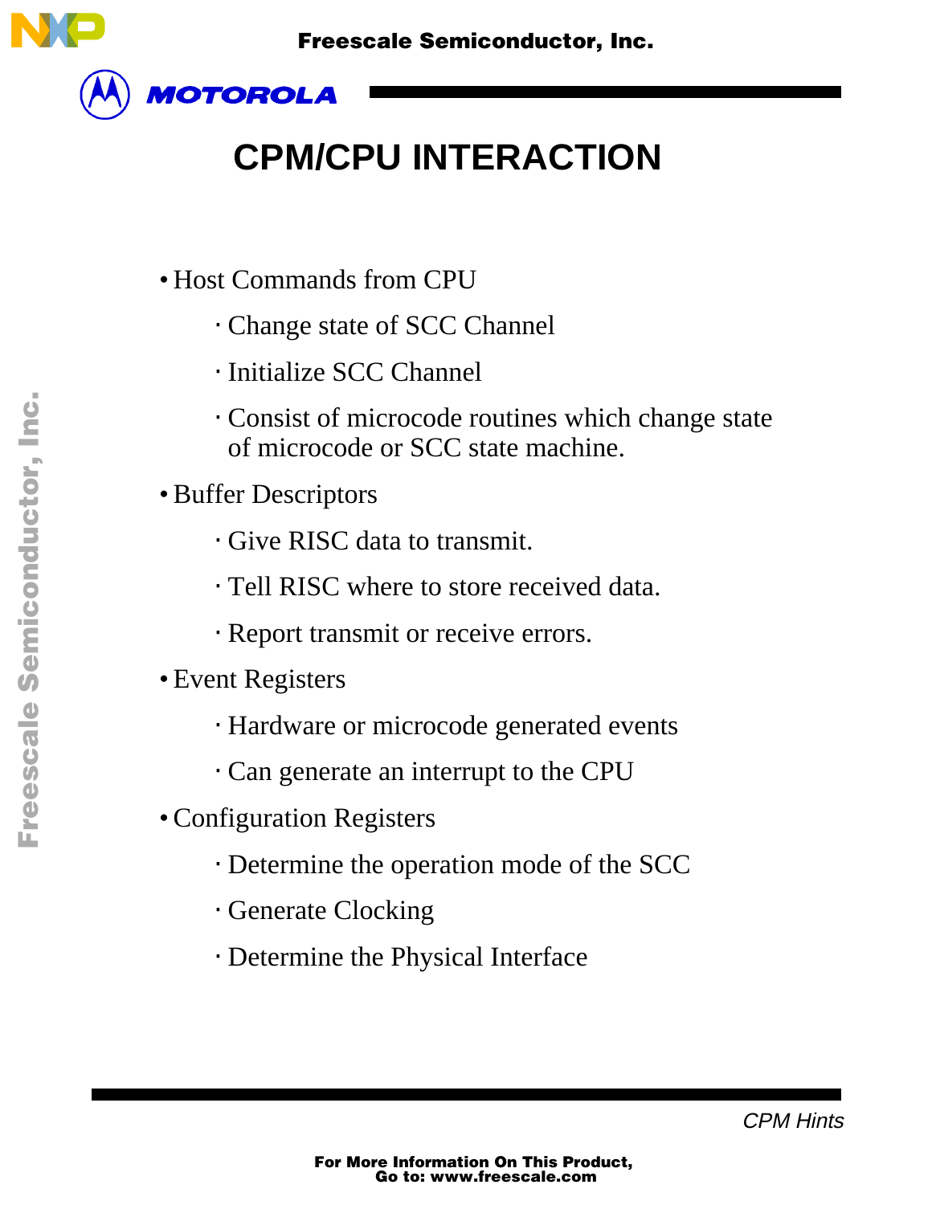# CPM/CPU INTERACTION

- Host Commands from CPU
  - Change state of SCC Channel
  - Initialize SCC Channel
  - Consist of microcode routines which change state of microcode or SCC state machine.
- Buffer Descriptors
  - Give RISC data to transmit.
  - Tell RISC where to store received data.
  - Report transmit or receive errors.
- Event Registers
  - Hardware or microcode generated events
  - Can generate an interrupt to the CPU
- Configuration Registers
  - Determine the operation mode of the SCC
  - Generate Clocking
  - Determine the Physical Interface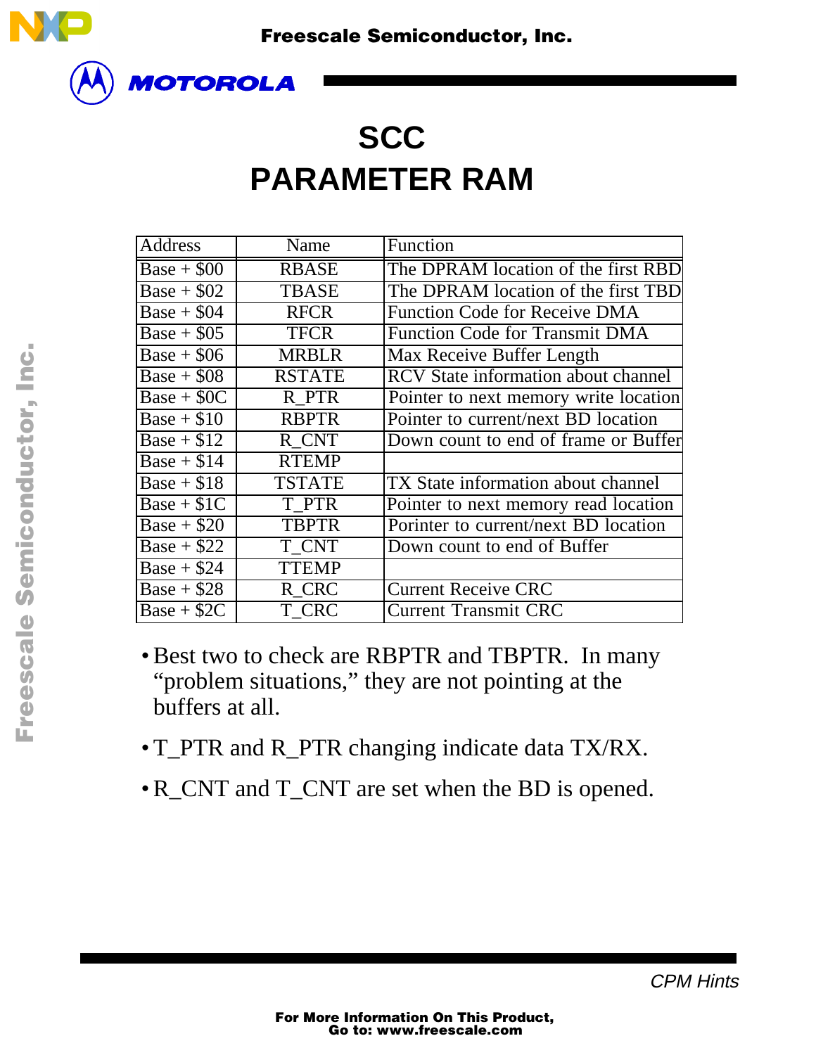# SCC PARAMETER RAM

| Address | Name | Function |
|---|---|---|
| Base + $00 | RBASE | The DPRAM location of the first RBD |
| Base + $02 | TBASE | The DPRAM location of the first TBD |
| Base + $04 | RFCR | Function Code for Receive DMA |
| Base + $05 | TFCR | Function Code for Transmit DMA |
| Base + $06 | MRBLR | Max Receive Buffer Length |
| Base + $08 | RSTATE | RCV State information about channel |
| Base + $0C | R_PTR | Pointer to next memory write location |
| Base + $10 | RBPTR | Pointer to current/next BD location |
| Base + $12 | R_CNT | Down count to end of frame or Buffer |
| Base + $14 | RTEMP | |
| Base + $18 | TSTATE | TX State information about channel |
| Base + $1C | T_PTR | Pointer to next memory read location |
| Base + $20 | TBPTR | Porinter to current/next BD location |
| Base + $22 | T_CNT | Down count to end of Buffer |
| Base + $24 | TTEMP | |
| Base + $28 | R_CRC | Current Receive CRC |
| Base + $2C | T_CRC | Current Transmit CRC |

- Best two to check are RBPTR and TBPTR. In many "problem situations," they are not pointing at the buffers at all.
- T_PTR and R_PTR changing indicate data TX/RX.
- R_CNT and T_CNT are set when the BD is opened.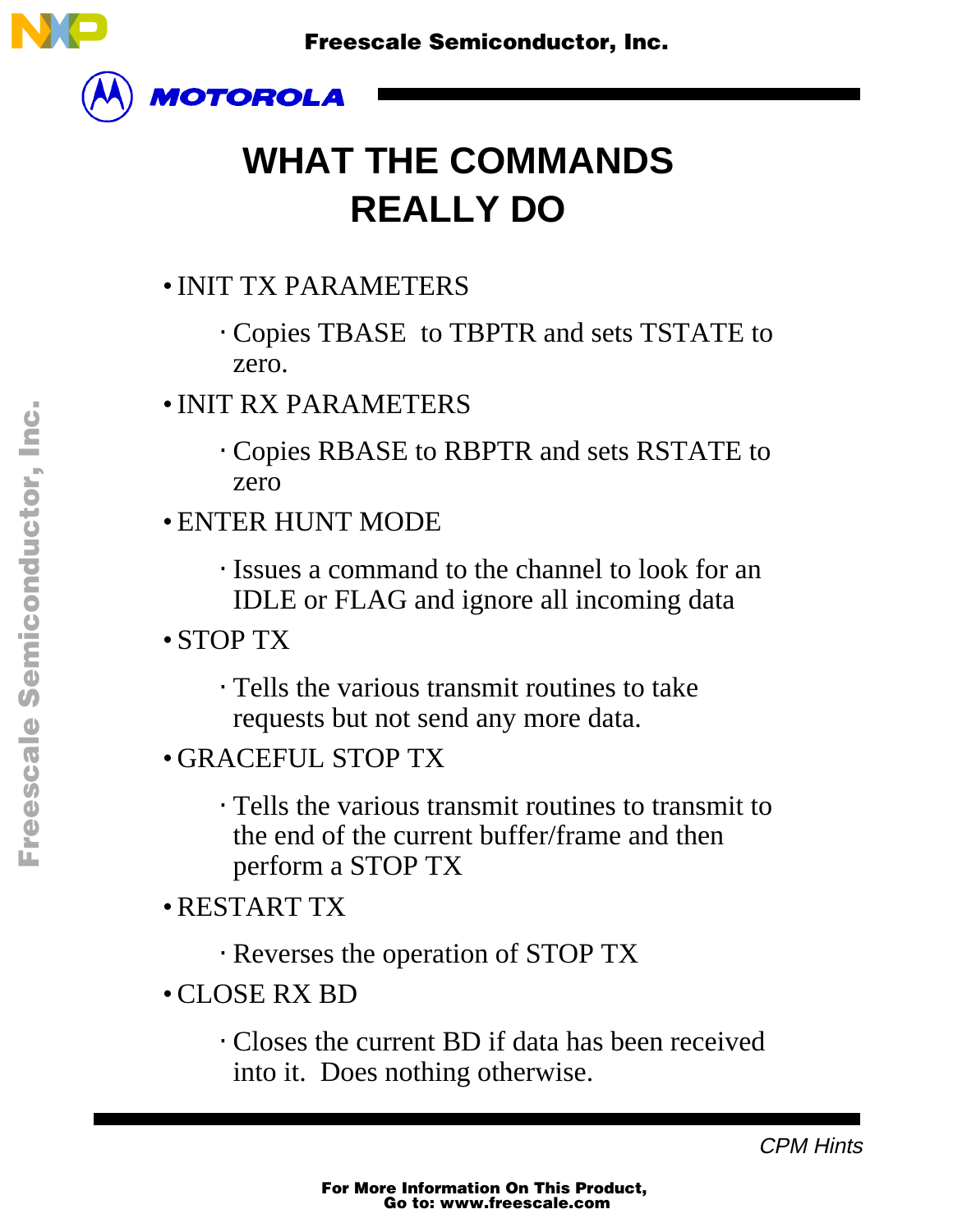# WHAT THE COMMANDS REALLY DO

- INIT TX PARAMETERS
  - Copies TBASE to TBPTR and sets TSTATE to zero.
- INIT RX PARAMETERS
  - Copies RBASE to RBPTR and sets RSTATE to zero
- ENTER HUNT MODE
  - Issues a command to the channel to look for an IDLE or FLAG and ignore all incoming data
- STOP TX
  - Tells the various transmit routines to take requests but not send any more data.
- GRACEFUL STOP TX
  - Tells the various transmit routines to transmit to the end of the current buffer/frame and then perform a STOP TX
- RESTART TX
  - Reverses the operation of STOP TX
- CLOSE RX BD
  - Closes the current BD if data has been received into it. Does nothing otherwise.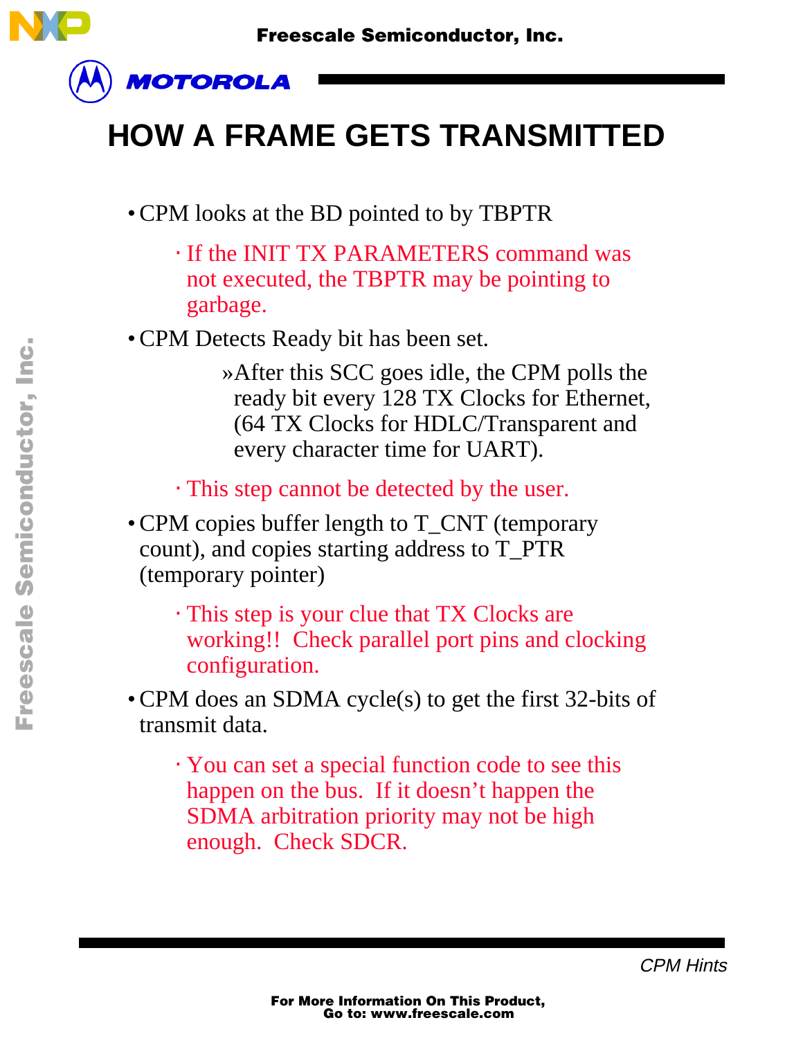# HOW A FRAME GETS TRANSMITTED

- CPM looks at the BD pointed to by TBPTR
  - If the INIT TX PARAMETERS command was not executed, the TBPTR may be pointing to garbage.
- CPM Detects Ready bit has been set.
  - »After this SCC goes idle, the CPM polls the ready bit every 128 TX Clocks for Ethernet, (64 TX Clocks for HDLC/Transparent and every character time for UART).
  - This step cannot be detected by the user.
- CPM copies buffer length to T_CNT (temporary count), and copies starting address to T_PTR (temporary pointer)
  - This step is your clue that TX Clocks are working!! Check parallel port pins and clocking configuration.
- CPM does an SDMA cycle(s) to get the first 32-bits of transmit data.
  - You can set a special function code to see this happen on the bus. If it doesn't happen the SDMA arbitration priority may not be high enough. Check SDCR.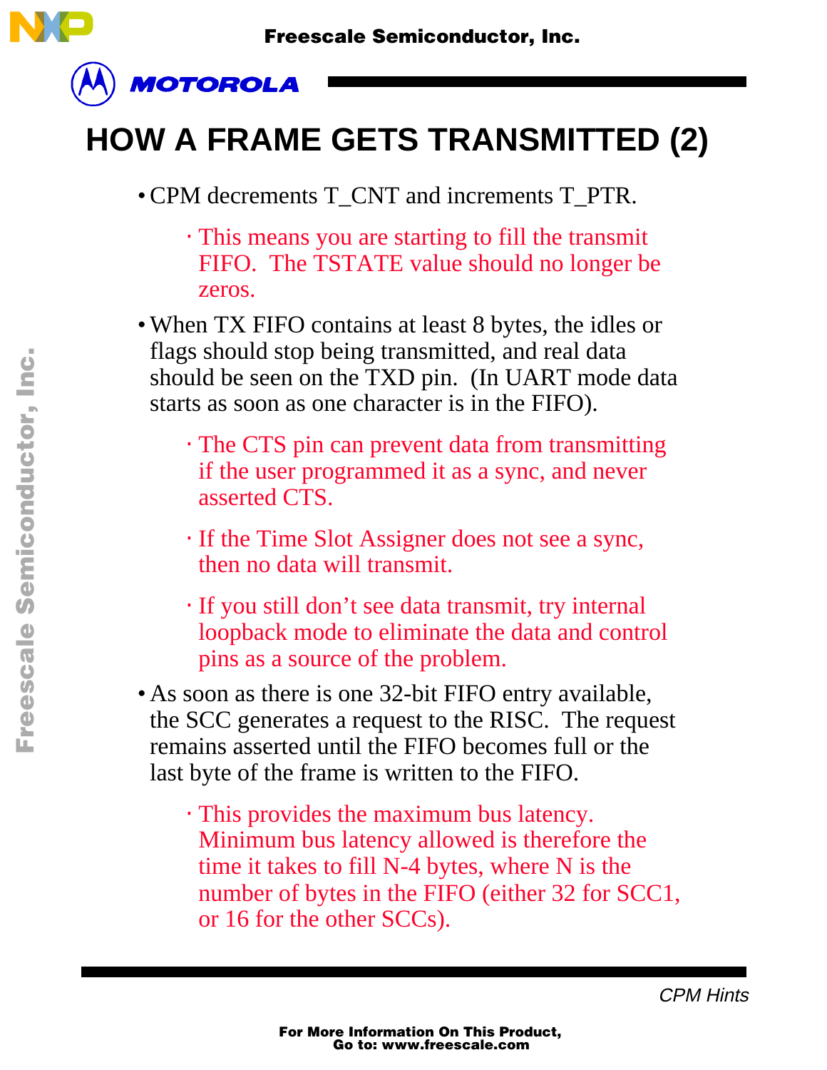# HOW A FRAME GETS TRANSMITTED (2)

- CPM decrements T_CNT and increments T_PTR.
  - This means you are starting to fill the transmit FIFO. The TSTATE value should no longer be zeros.
- When TX FIFO contains at least 8 bytes, the idles or flags should stop being transmitted, and real data should be seen on the TXD pin. (In UART mode data starts as soon as one character is in the FIFO).
  - The CTS pin can prevent data from transmitting if the user programmed it as a sync, and never asserted CTS.
  - If the Time Slot Assigner does not see a sync, then no data will transmit.
  - If you still don't see data transmit, try internal loopback mode to eliminate the data and control pins as a source of the problem.
- As soon as there is one 32-bit FIFO entry available, the SCC generates a request to the RISC. The request remains asserted until the FIFO becomes full or the last byte of the frame is written to the FIFO.
  - This provides the maximum bus latency. Minimum bus latency allowed is therefore the time it takes to fill N-4 bytes, where N is the number of bytes in the FIFO (either 32 for SCC1, or 16 for the other SCCs).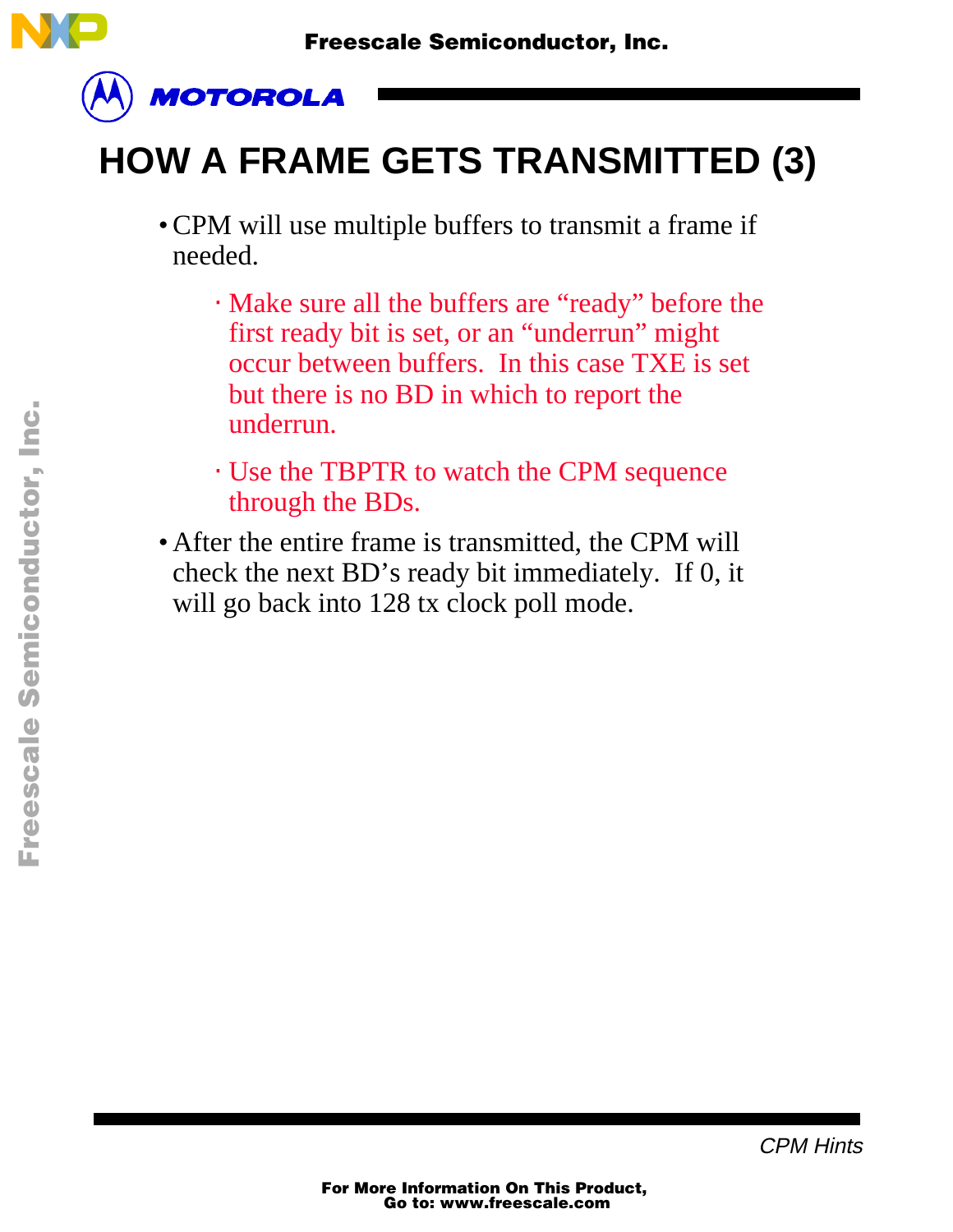# HOW A FRAME GETS TRANSMITTED (3)

- CPM will use multiple buffers to transmit a frame if needed.
  - Make sure all the buffers are "ready" before the first ready bit is set, or an "underrun" might occur between buffers. In this case TXE is set but there is no BD in which to report the underrun.
  - Use the TBPTR to watch the CPM sequence through the BDs.
- After the entire frame is transmitted, the CPM will check the next BD's ready bit immediately. If 0, it will go back into 128 tx clock poll mode.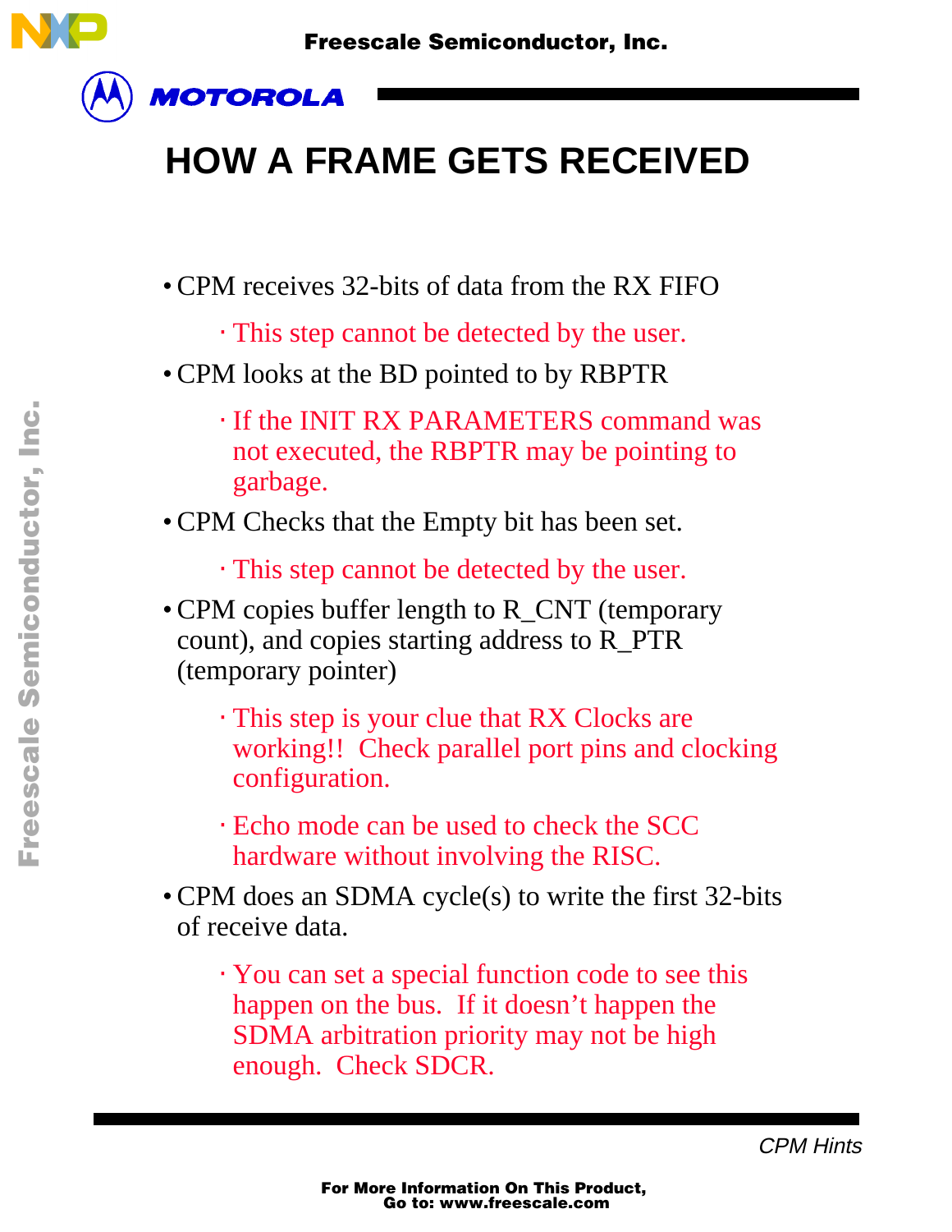# HOW A FRAME GETS RECEIVED

- CPM receives 32-bits of data from the RX FIFO
  - This step cannot be detected by the user.
- CPM looks at the BD pointed to by RBPTR
  - If the INIT RX PARAMETERS command was not executed, the RBPTR may be pointing to garbage.
- CPM Checks that the Empty bit has been set.
  - This step cannot be detected by the user.
- CPM copies buffer length to R_CNT (temporary count), and copies starting address to R_PTR (temporary pointer)
  - This step is your clue that RX Clocks are working!! Check parallel port pins and clocking configuration.
  - Echo mode can be used to check the SCC hardware without involving the RISC.
- CPM does an SDMA cycle(s) to write the first 32-bits of receive data.
  - You can set a special function code to see this happen on the bus. If it doesn't happen the SDMA arbitration priority may not be high enough. Check SDCR.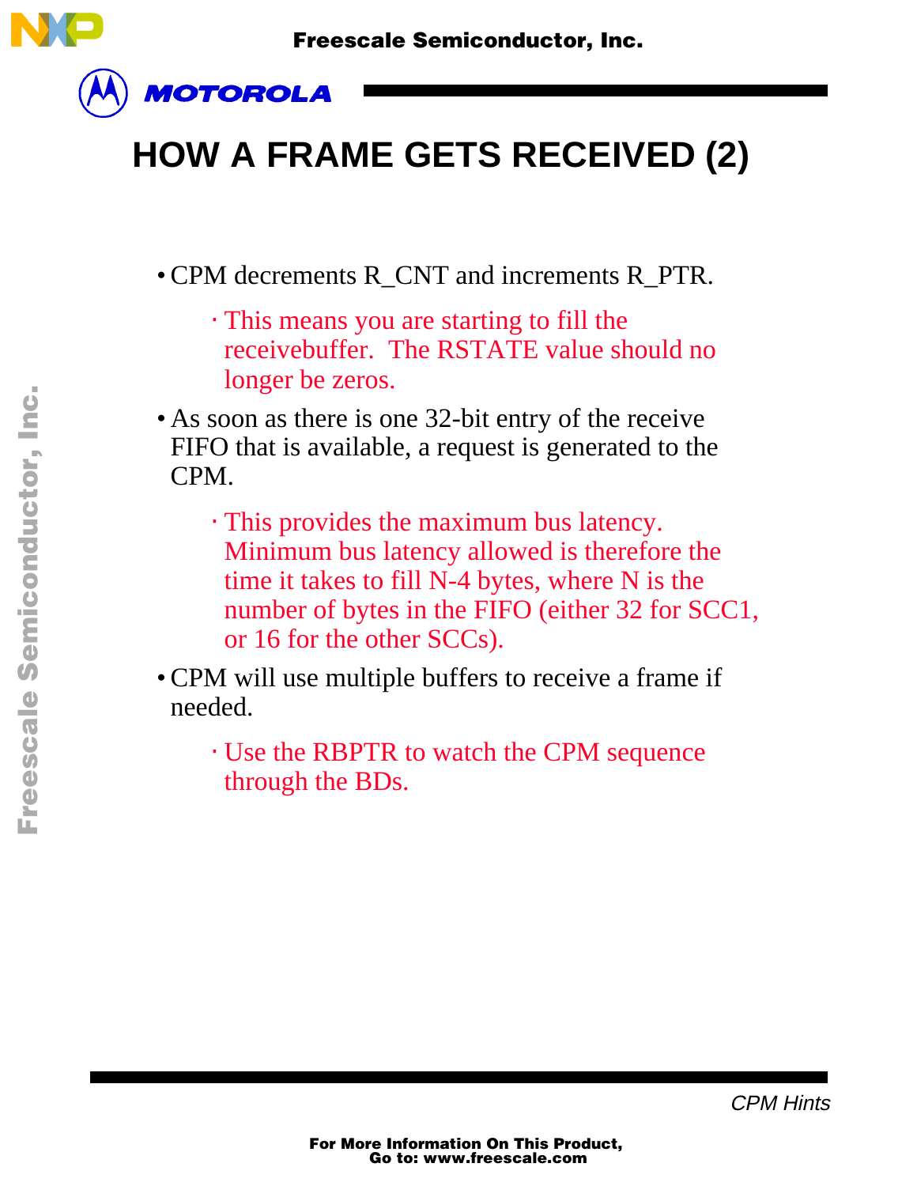# HOW A FRAME GETS RECEIVED (2)

- CPM decrements R_CNT and increments R_PTR.
  - This means you are starting to fill the receivebuffer. The RSTATE value should no longer be zeros.
- As soon as there is one 32-bit entry of the receive FIFO that is available, a request is generated to the CPM.
  - This provides the maximum bus latency. Minimum bus latency allowed is therefore the time it takes to fill N-4 bytes, where N is the number of bytes in the FIFO (either 32 for SCC1, or 16 for the other SCCs).
- CPM will use multiple buffers to receive a frame if needed.
  - Use the RBPTR to watch the CPM sequence through the BDs.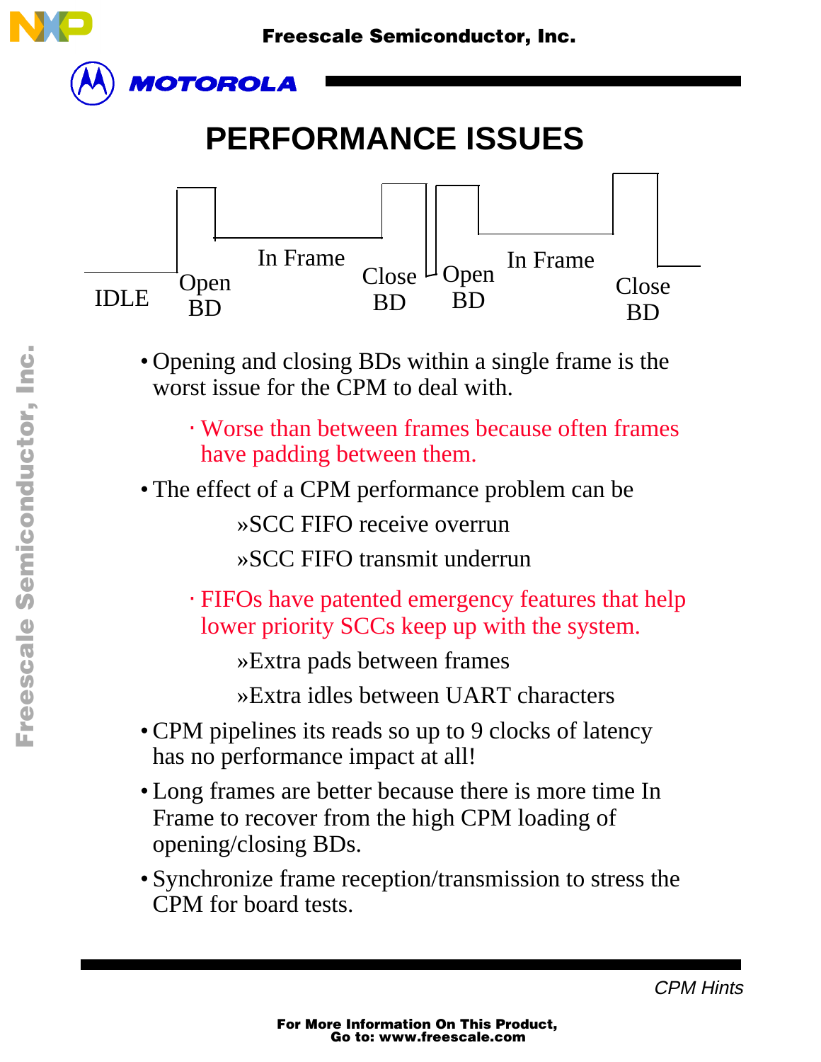# PERFORMANCE ISSUES

IDLE — Open BD — In Frame — Close BD — Open BD — In Frame — Close BD

- Opening and closing BDs within a single frame is the worst issue for the CPM to deal with.
  - Worse than between frames because often frames have padding between them.
- The effect of a CPM performance problem can be
  - »SCC FIFO receive overrun
  - »SCC FIFO transmit underrun
  - FIFOs have patented emergency features that help lower priority SCCs keep up with the system.
    - »Extra pads between frames
    - »Extra idles between UART characters
- CPM pipelines its reads so up to 9 clocks of latency has no performance impact at all!
- Long frames are better because there is more time In Frame to recover from the high CPM loading of opening/closing BDs.
- Synchronize frame reception/transmission to stress the CPM for board tests.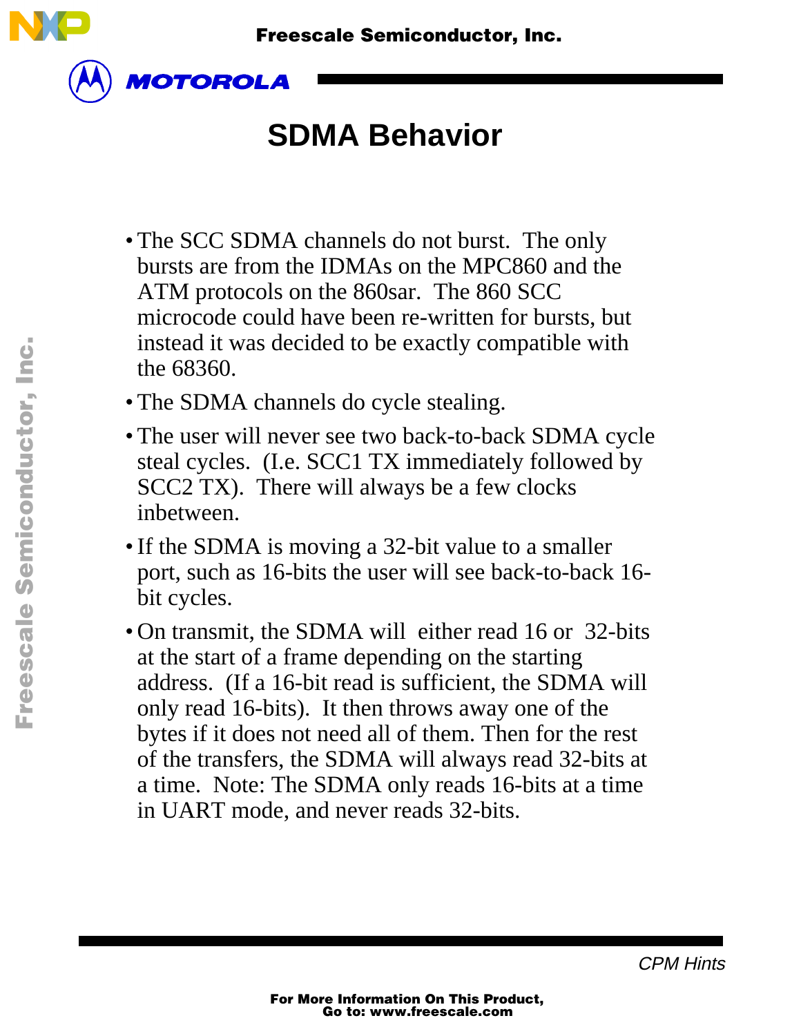# SDMA Behavior

- The SCC SDMA channels do not burst. The only bursts are from the IDMAs on the MPC860 and the ATM protocols on the 860sar. The 860 SCC microcode could have been re-written for bursts, but instead it was decided to be exactly compatible with the 68360.
- The SDMA channels do cycle stealing.
- The user will never see two back-to-back SDMA cycle steal cycles. (I.e. SCC1 TX immediately followed by SCC2 TX). There will always be a few clocks inbetween.
- If the SDMA is moving a 32-bit value to a smaller port, such as 16-bits the user will see back-to-back 16-bit cycles.
- On transmit, the SDMA will either read 16 or 32-bits at the start of a frame depending on the starting address. (If a 16-bit read is sufficient, the SDMA will only read 16-bits). It then throws away one of the bytes if it does not need all of them. Then for the rest of the transfers, the SDMA will always read 32-bits at a time. Note: The SDMA only reads 16-bits at a time in UART mode, and never reads 32-bits.